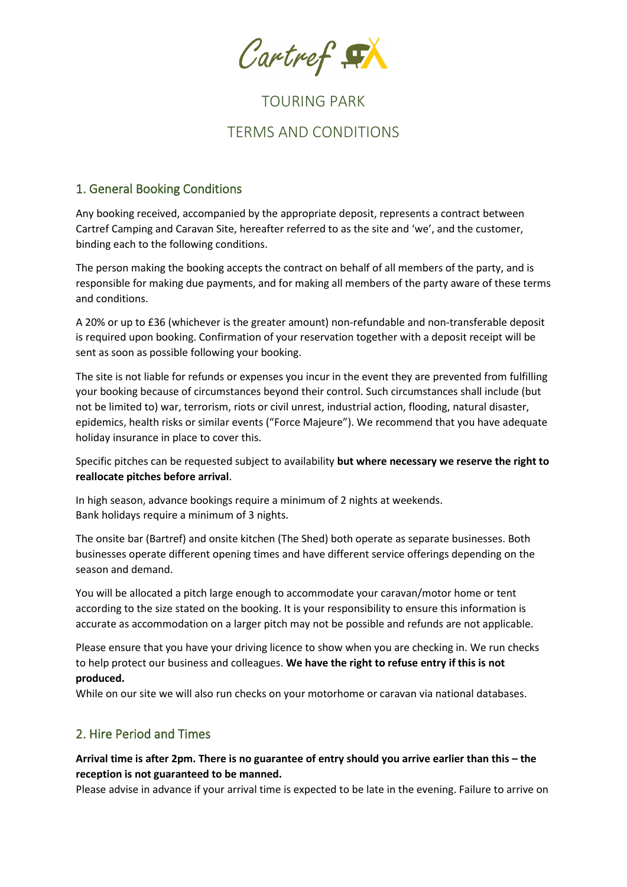Cartref

# TOURING PARK

# TERMS AND CONDITIONS

## 1. General Booking Conditions

Any booking received, accompanied by the appropriate deposit, represents a contract between Cartref Camping and Caravan Site, hereafter referred to as the site and 'we', and the customer, binding each to the following conditions.

The person making the booking accepts the contract on behalf of all members of the party, and is responsible for making due payments, and for making all members of the party aware of these terms and conditions.

A 20% or up to £36 (whichever is the greater amount) non-refundable and non-transferable deposit is required upon booking. Confirmation of your reservation together with a deposit receipt will be sent as soon as possible following your booking.

The site is not liable for refunds or expenses you incur in the event they are prevented from fulfilling your booking because of circumstances beyond their control. Such circumstances shall include (but not be limited to) war, terrorism, riots or civil unrest, industrial action, flooding, natural disaster, epidemics, health risks or similar events ("Force Majeure"). We recommend that you have adequate holiday insurance in place to cover this.

Specific pitches can be requested subject to availability **but where necessary we reserve the right to reallocate pitches before arrival**.

In high season, advance bookings require a minimum of 2 nights at weekends.
Bank holidays require a minimum of 3 nights.

The onsite bar (Bartref) and onsite kitchen (The Shed) both operate as separate businesses. Both businesses operate different opening times and have different service offerings depending on the season and demand.

You will be allocated a pitch large enough to accommodate your caravan/motor home or tent according to the size stated on the booking. It is your responsibility to ensure this information is accurate as accommodation on a larger pitch may not be possible and refunds are not applicable.

Please ensure that you have your driving licence to show when you are checking in. We run checks to help protect our business and colleagues. **We have the right to refuse entry if this is not produced.**
While on our site we will also run checks on your motorhome or caravan via national databases.

## 2. Hire Period and Times

**Arrival time is after 2pm. There is no guarantee of entry should you arrive earlier than this – the reception is not guaranteed to be manned.**
Please advise in advance if your arrival time is expected to be late in the evening. Failure to arrive on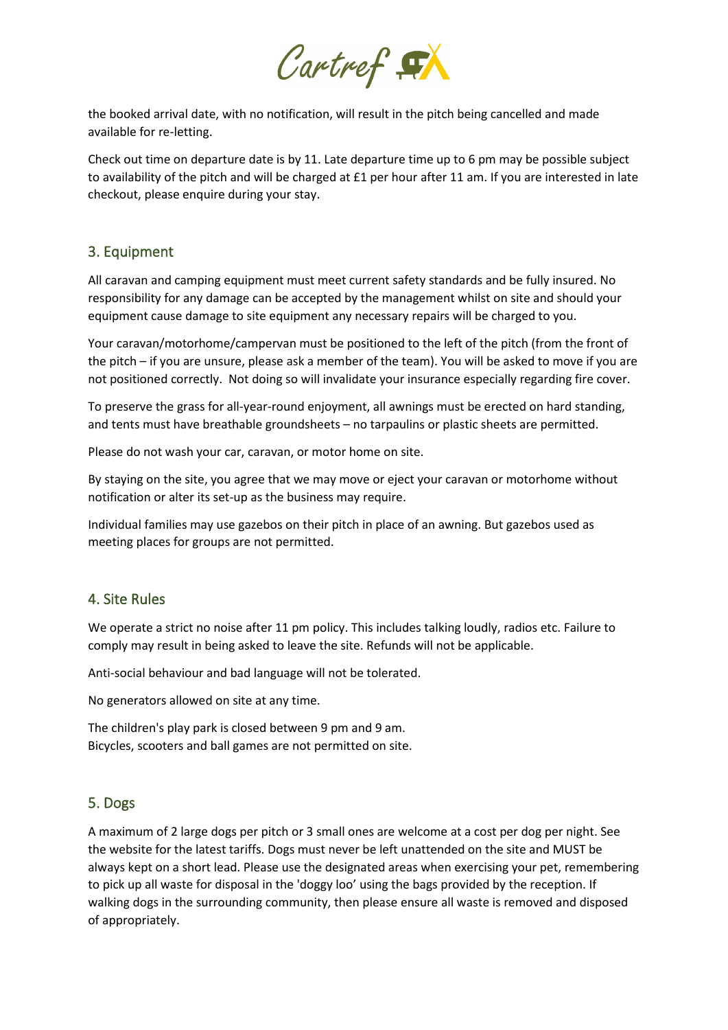the booked arrival date, with no notification, will result in the pitch being cancelled and made available for re-letting.

Check out time on departure date is by 11. Late departure time up to 6 pm may be possible subject to availability of the pitch and will be charged at £1 per hour after 11 am. If you are interested in late checkout, please enquire during your stay.

## 3. Equipment

All caravan and camping equipment must meet current safety standards and be fully insured. No responsibility for any damage can be accepted by the management whilst on site and should your equipment cause damage to site equipment any necessary repairs will be charged to you.

Your caravan/motorhome/campervan must be positioned to the left of the pitch (from the front of the pitch – if you are unsure, please ask a member of the team). You will be asked to move if you are not positioned correctly. Not doing so will invalidate your insurance especially regarding fire cover.

To preserve the grass for all-year-round enjoyment, all awnings must be erected on hard standing, and tents must have breathable groundsheets – no tarpaulins or plastic sheets are permitted.

Please do not wash your car, caravan, or motor home on site.

By staying on the site, you agree that we may move or eject your caravan or motorhome without notification or alter its set-up as the business may require.

Individual families may use gazebos on their pitch in place of an awning. But gazebos used as meeting places for groups are not permitted.

## 4. Site Rules

We operate a strict no noise after 11 pm policy. This includes talking loudly, radios etc. Failure to comply may result in being asked to leave the site. Refunds will not be applicable.

Anti-social behaviour and bad language will not be tolerated.

No generators allowed on site at any time.

The children's play park is closed between 9 pm and 9 am.
Bicycles, scooters and ball games are not permitted on site.

## 5. Dogs

A maximum of 2 large dogs per pitch or 3 small ones are welcome at a cost per dog per night. See the website for the latest tariffs. Dogs must never be left unattended on the site and MUST be always kept on a short lead. Please use the designated areas when exercising your pet, remembering to pick up all waste for disposal in the 'doggy loo' using the bags provided by the reception. If walking dogs in the surrounding community, then please ensure all waste is removed and disposed of appropriately.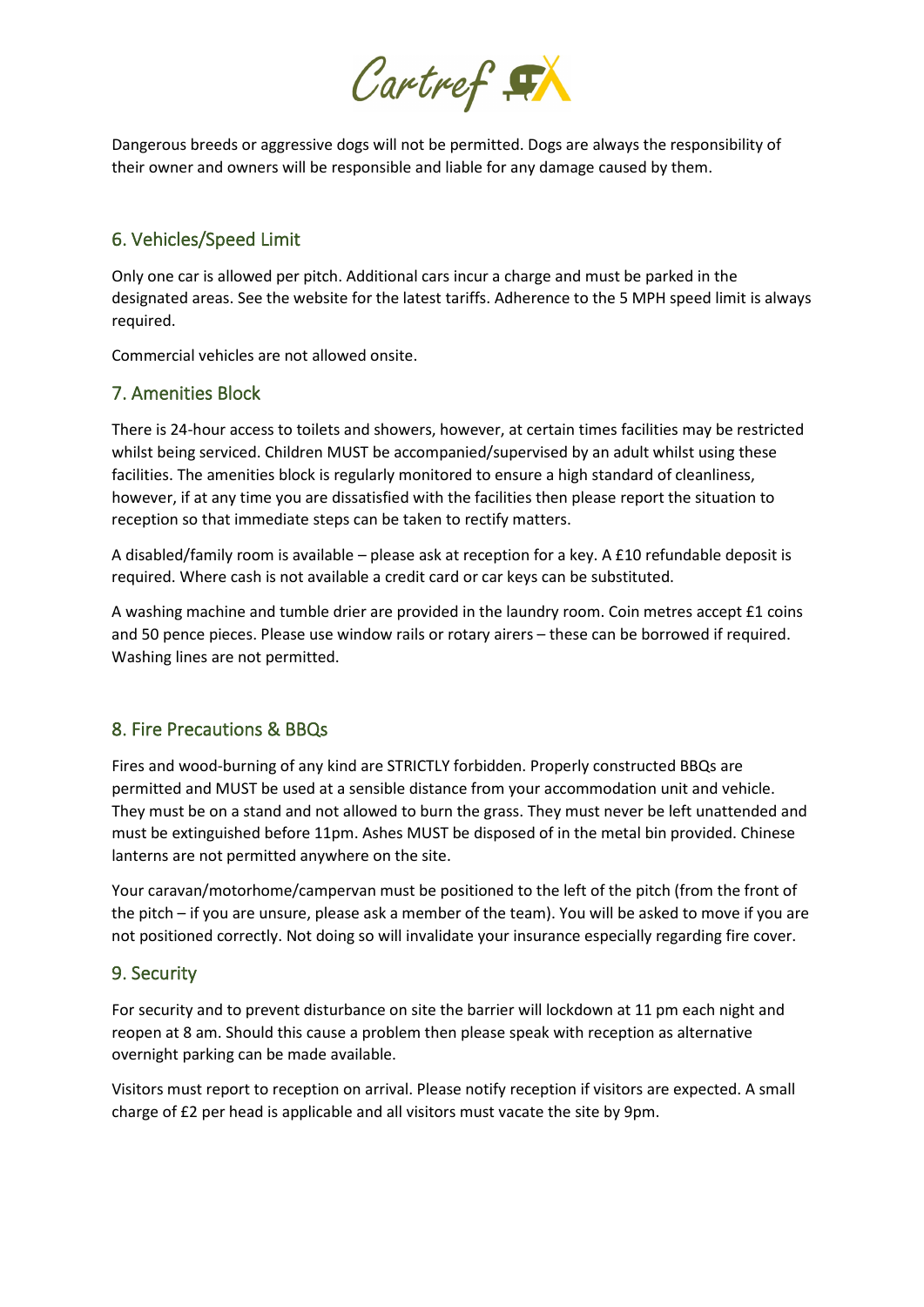Dangerous breeds or aggressive dogs will not be permitted. Dogs are always the responsibility of their owner and owners will be responsible and liable for any damage caused by them.

## 6. Vehicles/Speed Limit

Only one car is allowed per pitch. Additional cars incur a charge and must be parked in the designated areas. See the website for the latest tariffs. Adherence to the 5 MPH speed limit is always required.

Commercial vehicles are not allowed onsite.

## 7. Amenities Block

There is 24-hour access to toilets and showers, however, at certain times facilities may be restricted whilst being serviced. Children MUST be accompanied/supervised by an adult whilst using these facilities. The amenities block is regularly monitored to ensure a high standard of cleanliness, however, if at any time you are dissatisfied with the facilities then please report the situation to reception so that immediate steps can be taken to rectify matters.

A disabled/family room is available – please ask at reception for a key. A £10 refundable deposit is required. Where cash is not available a credit card or car keys can be substituted.

A washing machine and tumble drier are provided in the laundry room. Coin metres accept £1 coins and 50 pence pieces. Please use window rails or rotary airers – these can be borrowed if required. Washing lines are not permitted.

## 8. Fire Precautions & BBQs

Fires and wood-burning of any kind are STRICTLY forbidden. Properly constructed BBQs are permitted and MUST be used at a sensible distance from your accommodation unit and vehicle. They must be on a stand and not allowed to burn the grass. They must never be left unattended and must be extinguished before 11pm. Ashes MUST be disposed of in the metal bin provided. Chinese lanterns are not permitted anywhere on the site.

Your caravan/motorhome/campervan must be positioned to the left of the pitch (from the front of the pitch – if you are unsure, please ask a member of the team). You will be asked to move if you are not positioned correctly. Not doing so will invalidate your insurance especially regarding fire cover.

## 9. Security

For security and to prevent disturbance on site the barrier will lockdown at 11 pm each night and reopen at 8 am. Should this cause a problem then please speak with reception as alternative overnight parking can be made available.

Visitors must report to reception on arrival. Please notify reception if visitors are expected. A small charge of £2 per head is applicable and all visitors must vacate the site by 9pm.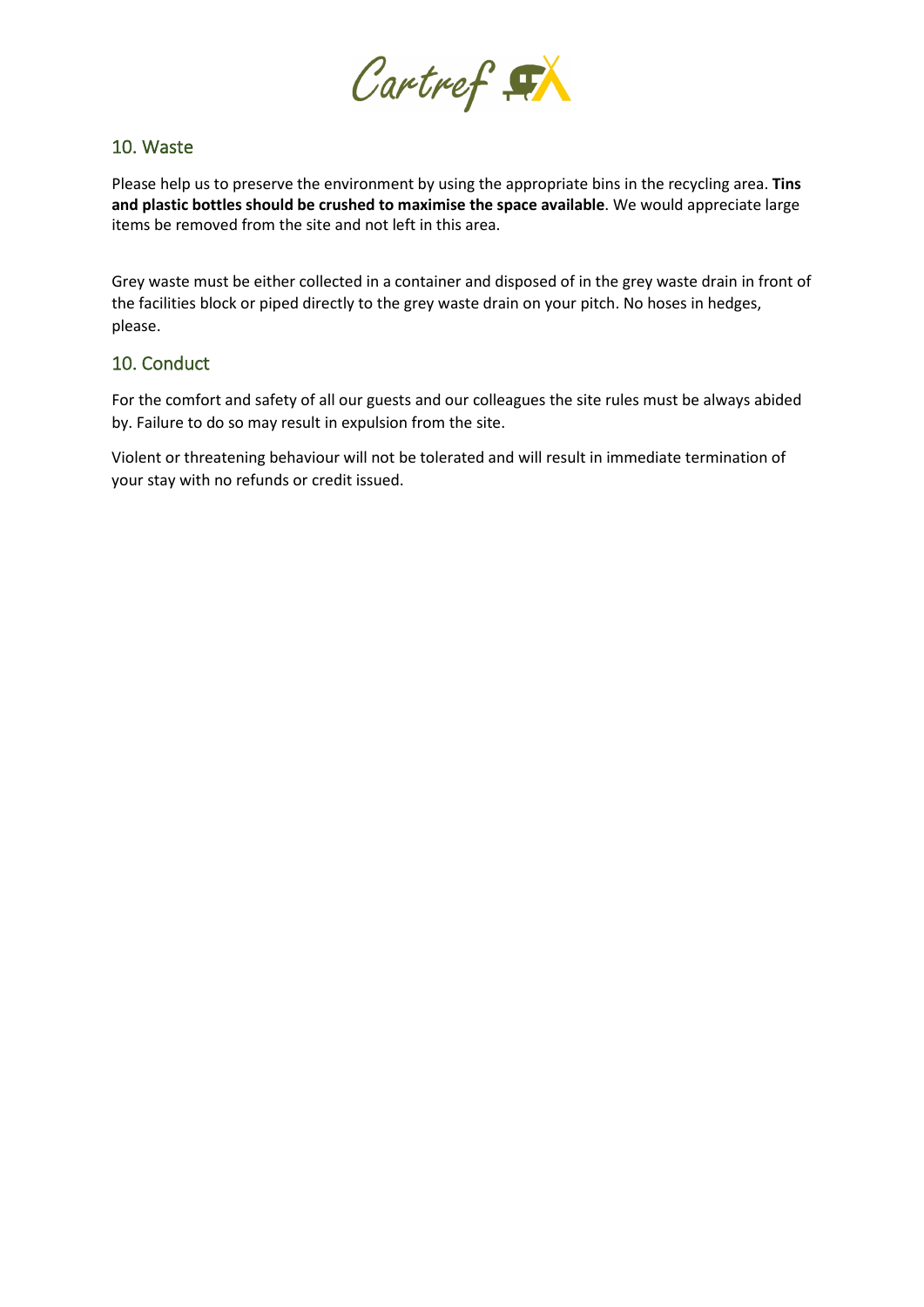## 10. Waste

Please help us to preserve the environment by using the appropriate bins in the recycling area. **Tins and plastic bottles should be crushed to maximise the space available**. We would appreciate large items be removed from the site and not left in this area.

Grey waste must be either collected in a container and disposed of in the grey waste drain in front of the facilities block or piped directly to the grey waste drain on your pitch. No hoses in hedges, please.

## 10. Conduct

For the comfort and safety of all our guests and our colleagues the site rules must be always abided by. Failure to do so may result in expulsion from the site.

Violent or threatening behaviour will not be tolerated and will result in immediate termination of your stay with no refunds or credit issued.